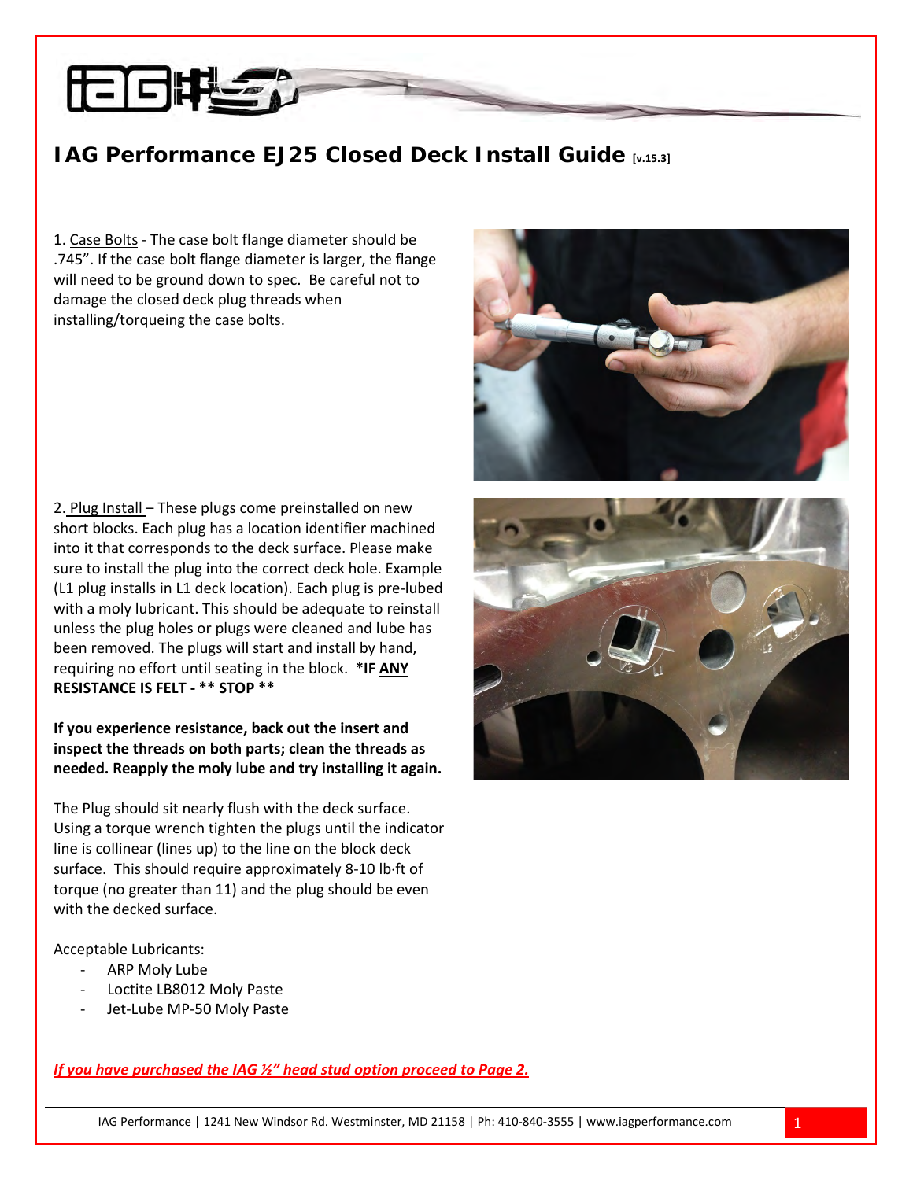# IAG Performance EJ25 Closed Deck Install Guide [v.15.3]

1. Case Bolts - The case bolt flange diameter should be .745". If the case bolt flange diameter is larger, the flange will need to be ground down to spec. Be careful not to damage the closed deck plug threads when installing/torqueing the case bolts.

2. Plug Install – These plugs come preinstalled on new short blocks. Each plug has a location identifier machined into it that corresponds to the deck surface. Please make sure to install the plug into the correct deck hole. Example (L1 plug installs in L1 deck location). Each plug is pre-lubed with a moly lubricant. This should be adequate to reinstall unless the plug holes or plugs were cleaned and lube has been removed. The plugs will start and install by hand, requiring no effort until seating in the block. ***IF ANY RESISTANCE IS FELT - ** STOP ****

**If you experience resistance, back out the insert and inspect the threads on both parts; clean the threads as needed. Reapply the moly lube and try installing it again.**

The Plug should sit nearly flush with the deck surface. Using a torque wrench tighten the plugs until the indicator line is collinear (lines up) to the line on the block deck surface. This should require approximately 8-10 lb·ft of torque (no greater than 11) and the plug should be even with the decked surface.

Acceptable Lubricants:

- ARP Moly Lube
- Loctite LB8012 Moly Paste
- Jet-Lube MP-50 Moly Paste

***If you have purchased the IAG ½" head stud option proceed to Page 2.***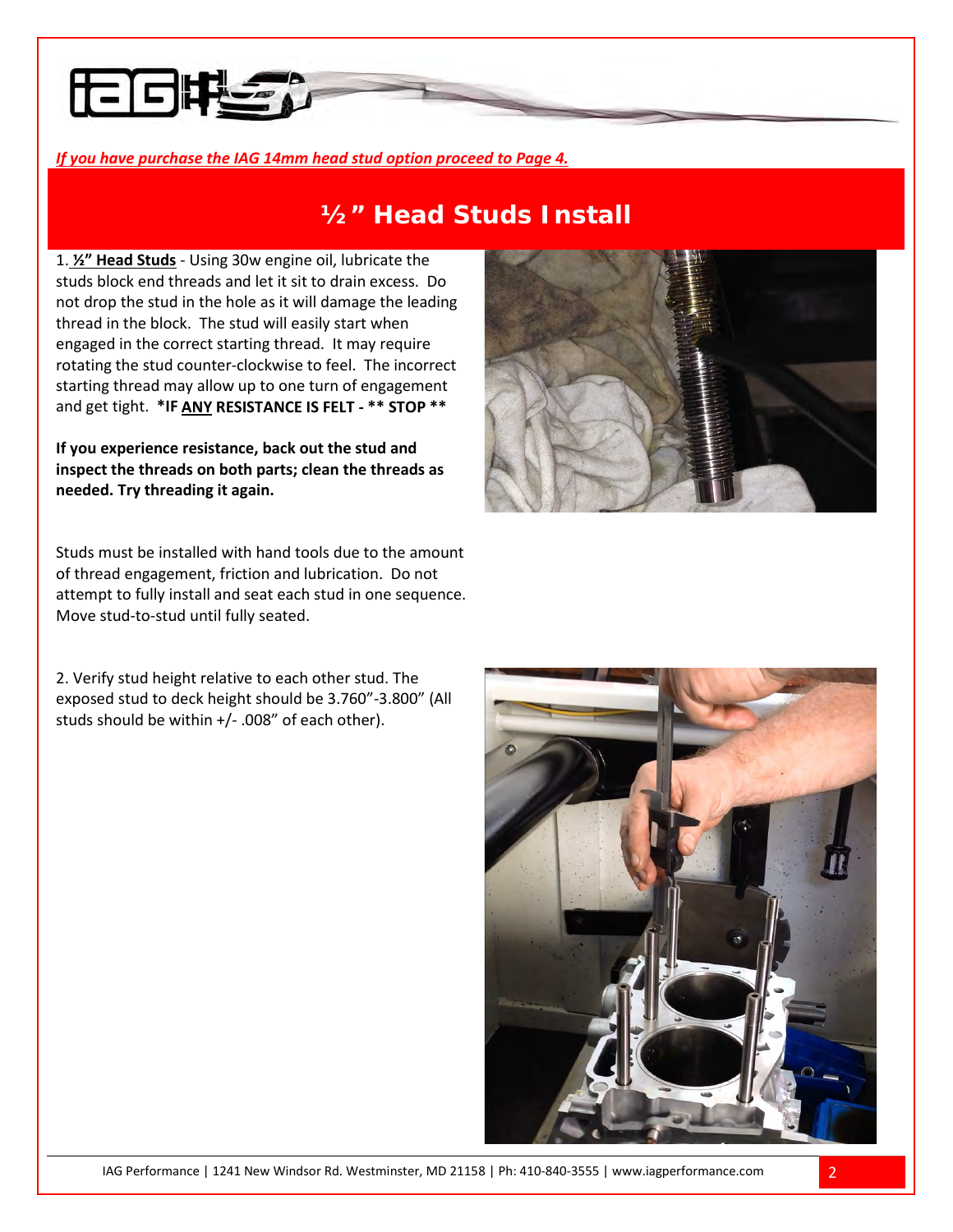*__If you have purchase the IAG 14mm head stud option proceed to Page 4.__*

# ½" Head Studs Install

1. **__½" Head Studs__** - Using 30w engine oil, lubricate the studs block end threads and let it sit to drain excess. Do not drop the stud in the hole as it will damage the leading thread in the block. The stud will easily start when engaged in the correct starting thread. It may require rotating the stud counter-clockwise to feel. The incorrect starting thread may allow up to one turn of engagement and get tight. **\*IF __ANY__ RESISTANCE IS FELT - \*\* STOP \*\***

**If you experience resistance, back out the stud and inspect the threads on both parts; clean the threads as needed. Try threading it again.**

Studs must be installed with hand tools due to the amount of thread engagement, friction and lubrication. Do not attempt to fully install and seat each stud in one sequence. Move stud-to-stud until fully seated.

2. Verify stud height relative to each other stud. The exposed stud to deck height should be 3.760"-3.800" (All studs should be within +/- .008" of each other).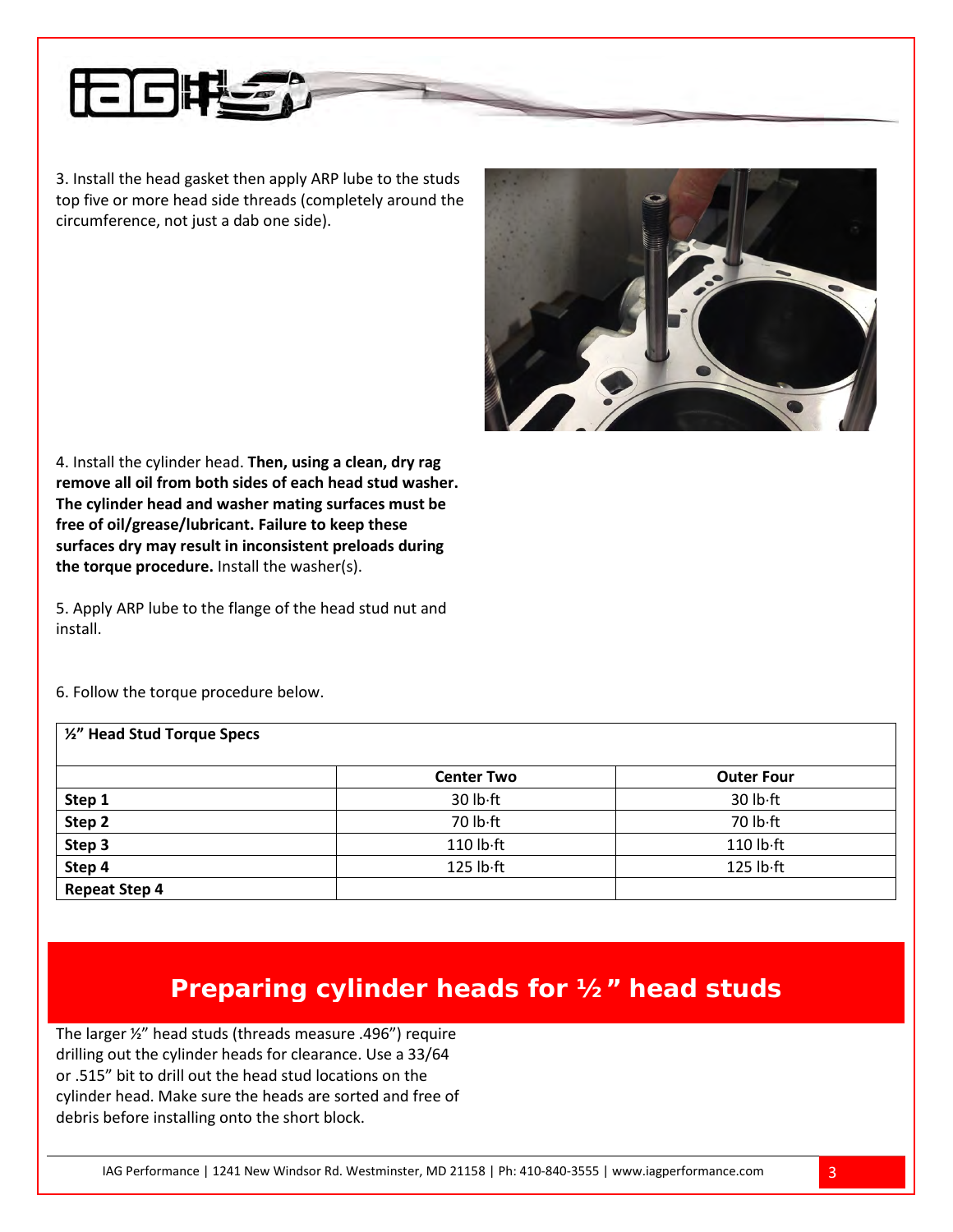3. Install the head gasket then apply ARP lube to the studs top five or more head side threads (completely around the circumference, not just a dab one side).

4. Install the cylinder head. **Then, using a clean, dry rag remove all oil from both sides of each head stud washer. The cylinder head and washer mating surfaces must be free of oil/grease/lubricant. Failure to keep these surfaces dry may result in inconsistent preloads during the torque procedure.** Install the washer(s).

5. Apply ARP lube to the flange of the head stud nut and install.

6. Follow the torque procedure below.

| **½" Head Stud Torque Specs** | | |
|---|---|---|
| | **Center Two** | **Outer Four** |
| **Step 1** | 30 lb·ft | 30 lb·ft |
| **Step 2** | 70 lb·ft | 70 lb·ft |
| **Step 3** | 110 lb·ft | 110 lb·ft |
| **Step 4** | 125 lb·ft | 125 lb·ft |
| **Repeat Step 4** | | |

## Preparing cylinder heads for ½" head studs

The larger ½" head studs (threads measure .496") require drilling out the cylinder heads for clearance. Use a 33/64 or .515" bit to drill out the head stud locations on the cylinder head. Make sure the heads are sorted and free of debris before installing onto the short block.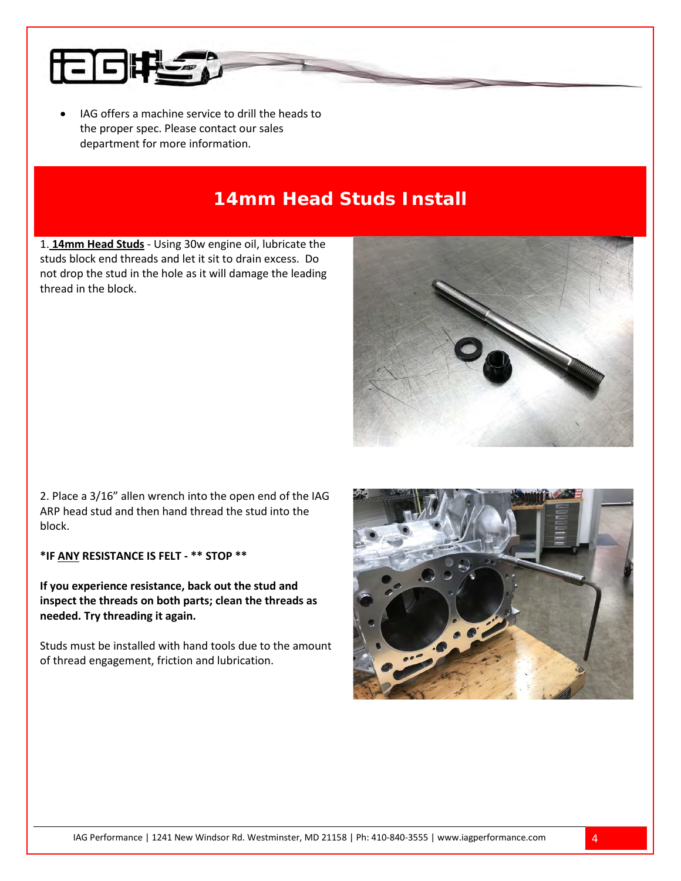- IAG offers a machine service to drill the heads to the proper spec. Please contact our sales department for more information.

## 14mm Head Studs Install

1. **<u>14mm Head Studs</u>** - Using 30w engine oil, lubricate the studs block end threads and let it sit to drain excess. Do not drop the stud in the hole as it will damage the leading thread in the block.

2. Place a 3/16" allen wrench into the open end of the IAG ARP head stud and then hand thread the stud into the block.

**\*IF <u>ANY</u> RESISTANCE IS FELT - \*\* STOP \*\***

**If you experience resistance, back out the stud and inspect the threads on both parts; clean the threads as needed. Try threading it again.**

Studs must be installed with hand tools due to the amount of thread engagement, friction and lubrication.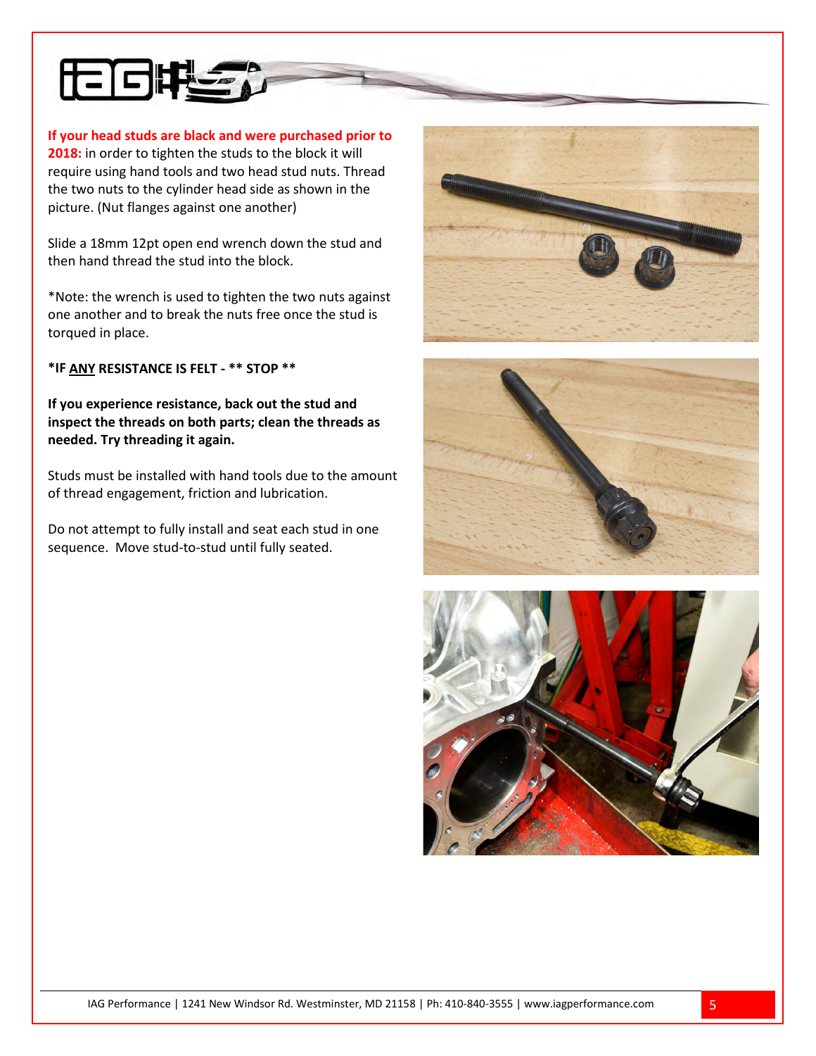**If your head studs are black and were purchased prior to 2018:** in order to tighten the studs to the block it will require using hand tools and two head stud nuts. Thread the two nuts to the cylinder head side as shown in the picture. (Nut flanges against one another)

Slide a 18mm 12pt open end wrench down the stud and then hand thread the stud into the block.

*Note: the wrench is used to tighten the two nuts against one another and to break the nuts free once the stud is torqued in place.

**\*IF ANY RESISTANCE IS FELT - ** STOP \*\***

**If you experience resistance, back out the stud and inspect the threads on both parts; clean the threads as needed. Try threading it again.**

Studs must be installed with hand tools due to the amount of thread engagement, friction and lubrication.

Do not attempt to fully install and seat each stud in one sequence. Move stud-to-stud until fully seated.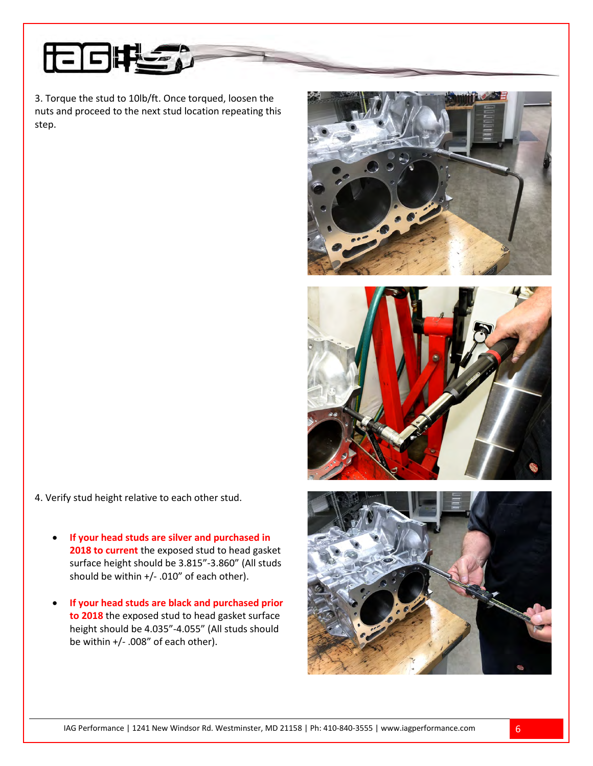3. Torque the stud to 10lb/ft. Once torqued, loosen the nuts and proceed to the next stud location repeating this step.

4. Verify stud height relative to each other stud.

- **If your head studs are silver and purchased in 2018 to current** the exposed stud to head gasket surface height should be 3.815"-3.860" (All studs should be within +/- .010" of each other).

- **If your head studs are black and purchased prior to 2018** the exposed stud to head gasket surface height should be 4.035"-4.055" (All studs should be within +/- .008" of each other).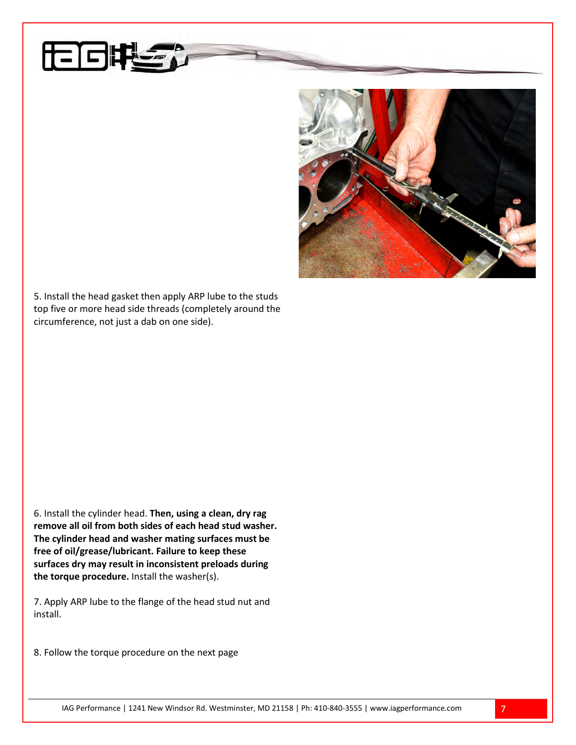5. Install the head gasket then apply ARP lube to the studs top five or more head side threads (completely around the circumference, not just a dab on one side).

6. Install the cylinder head. **Then, using a clean, dry rag remove all oil from both sides of each head stud washer. The cylinder head and washer mating surfaces must be free of oil/grease/lubricant. Failure to keep these surfaces dry may result in inconsistent preloads during the torque procedure.** Install the washer(s).

7. Apply ARP lube to the flange of the head stud nut and install.

8. Follow the torque procedure on the next page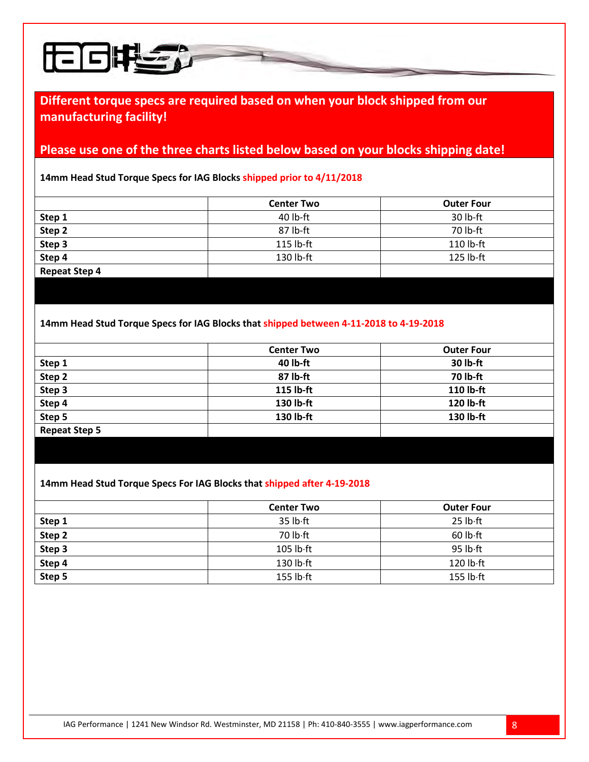**Different torque specs are required based on when your block shipped from our manufacturing facility!**

**Please use one of the three charts listed below based on your blocks shipping date!**

**14mm Head Stud Torque Specs for IAG Blocks shipped prior to 4/11/2018**

| | Center Two | Outer Four |
|---|---|---|
| **Step 1** | 40 lb-ft | 30 lb-ft |
| **Step 2** | 87 lb-ft | 70 lb-ft |
| **Step 3** | 115 lb-ft | 110 lb-ft |
| **Step 4** | 130 lb-ft | 125 lb-ft |
| **Repeat Step 4** | | |

**14mm Head Stud Torque Specs for IAG Blocks that shipped between 4-11-2018 to 4-19-2018**

| | Center Two | Outer Four |
|---|---|---|
| **Step 1** | **40 lb-ft** | **30 lb-ft** |
| **Step 2** | **87 lb-ft** | **70 lb-ft** |
| **Step 3** | **115 lb-ft** | **110 lb-ft** |
| **Step 4** | **130 lb-ft** | **120 lb-ft** |
| **Step 5** | **130 lb-ft** | **130 lb-ft** |
| **Repeat Step 5** | | |

**14mm Head Stud Torque Specs For IAG Blocks that shipped after 4-19-2018**

| | Center Two | Outer Four |
|---|---|---|
| **Step 1** | 35 lb·ft | 25 lb·ft |
| **Step 2** | 70 lb·ft | 60 lb·ft |
| **Step 3** | 105 lb·ft | 95 lb·ft |
| **Step 4** | 130 lb·ft | 120 lb·ft |
| **Step 5** | 155 lb·ft | 155 lb·ft |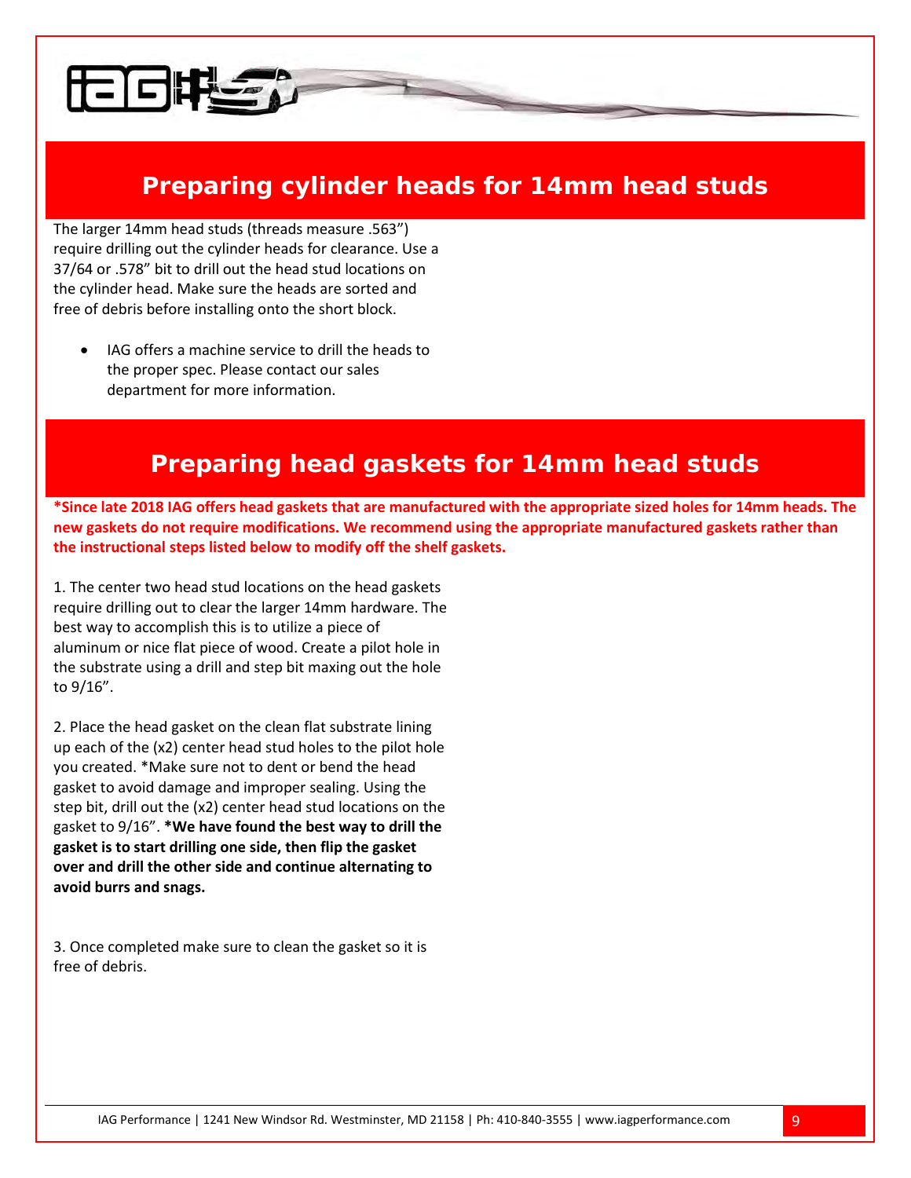## Preparing cylinder heads for 14mm head studs

The larger 14mm head studs (threads measure .563") require drilling out the cylinder heads for clearance. Use a 37/64 or .578" bit to drill out the head stud locations on the cylinder head. Make sure the heads are sorted and free of debris before installing onto the short block.

- IAG offers a machine service to drill the heads to the proper spec. Please contact our sales department for more information.

## Preparing head gaskets for 14mm head studs

**\*Since late 2018 IAG offers head gaskets that are manufactured with the appropriate sized holes for 14mm heads. The new gaskets do not require modifications. We recommend using the appropriate manufactured gaskets rather than the instructional steps listed below to modify off the shelf gaskets.**

1. The center two head stud locations on the head gaskets require drilling out to clear the larger 14mm hardware. The best way to accomplish this is to utilize a piece of aluminum or nice flat piece of wood. Create a pilot hole in the substrate using a drill and step bit maxing out the hole to 9/16".

2. Place the head gasket on the clean flat substrate lining up each of the (x2) center head stud holes to the pilot hole you created. *Make sure not to dent or bend the head gasket to avoid damage and improper sealing. Using the step bit, drill out the (x2) center head stud locations on the gasket to 9/16". **\*We have found the best way to drill the gasket is to start drilling one side, then flip the gasket over and drill the other side and continue alternating to avoid burrs and snags.**

3. Once completed make sure to clean the gasket so it is free of debris.

IAG Performance | 1241 New Windsor Rd. Westminster, MD 21158 | Ph: 410-840-3555 | www.iagperformance.com